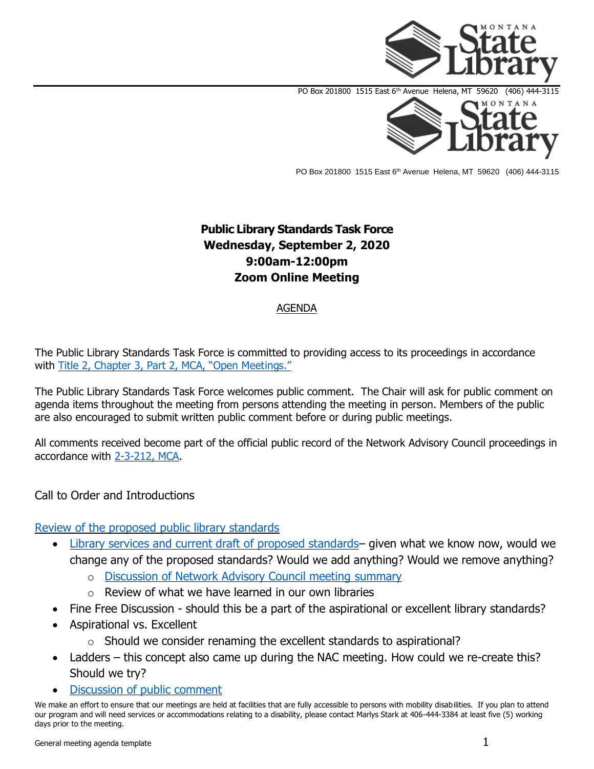PO Box 201800 1515 East 6th Avenue Helena, MT 59620 (406) 444-3115

PO Box 201800 1515 East 6th Avenue Helena, MT 59620 (406) 444-3115

**Public Library Standards Task Force**
**Wednesday, September 2, 2020**
**9:00am-12:00pm**
**Zoom Online Meeting**

AGENDA

The Public Library Standards Task Force is committed to providing access to its proceedings in accordance with Title 2, Chapter 3, Part 2, MCA, "Open Meetings."

The Public Library Standards Task Force welcomes public comment. The Chair will ask for public comment on agenda items throughout the meeting from persons attending the meeting in person. Members of the public are also encouraged to submit written public comment before or during public meetings.

All comments received become part of the official public record of the Network Advisory Council proceedings in accordance with 2-3-212, MCA.

Call to Order and Introductions

Review of the proposed public library standards

- Library services and current draft of proposed standards– given what we know now, would we change any of the proposed standards? Would we add anything? Would we remove anything?
  - Discussion of Network Advisory Council meeting summary
  - Review of what we have learned in our own libraries
- Fine Free Discussion - should this be a part of the aspirational or excellent library standards?
- Aspirational vs. Excellent
  - Should we consider renaming the excellent standards to aspirational?
- Ladders – this concept also came up during the NAC meeting. How could we re-create this? Should we try?
- Discussion of public comment

We make an effort to ensure that our meetings are held at facilities that are fully accessible to persons with mobility disabilities. If you plan to attend our program and will need services or accommodations relating to a disability, please contact Marlys Stark at 406-444-3384 at least five (5) working days prior to the meeting.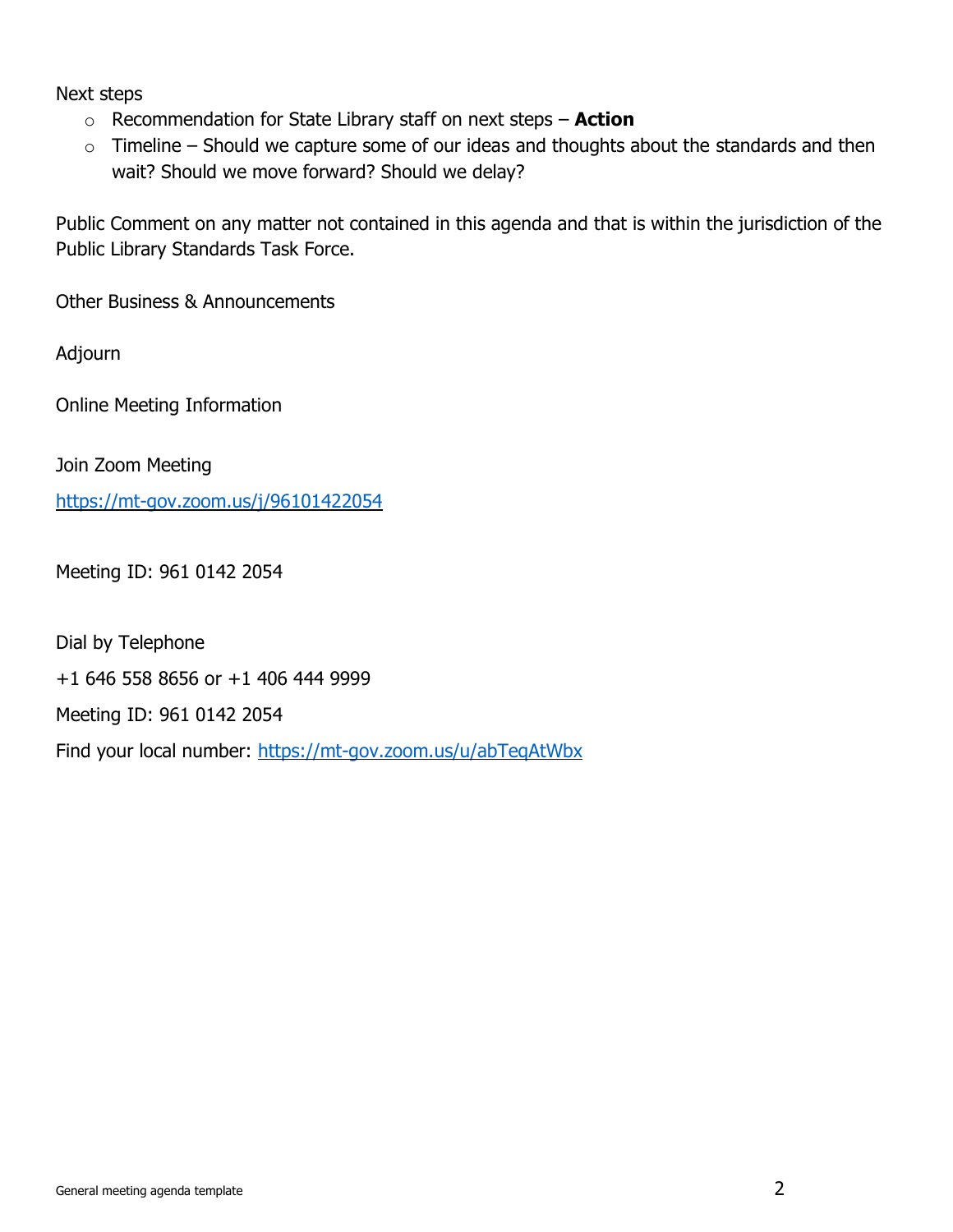Next steps

- Recommendation for State Library staff on next steps – **Action**
- Timeline – Should we capture some of our ideas and thoughts about the standards and then wait? Should we move forward? Should we delay?

Public Comment on any matter not contained in this agenda and that is within the jurisdiction of the Public Library Standards Task Force.

Other Business & Announcements

Adjourn

Online Meeting Information

Join Zoom Meeting

[https://mt-gov.zoom.us/j/96101422054](https://mt-gov.zoom.us/j/96101422054)

Meeting ID: 961 0142 2054

Dial by Telephone

+1 646 558 8656 or +1 406 444 9999

Meeting ID: 961 0142 2054

Find your local number: [https://mt-gov.zoom.us/u/abTeqAtWbx](https://mt-gov.zoom.us/u/abTeqAtWbx)